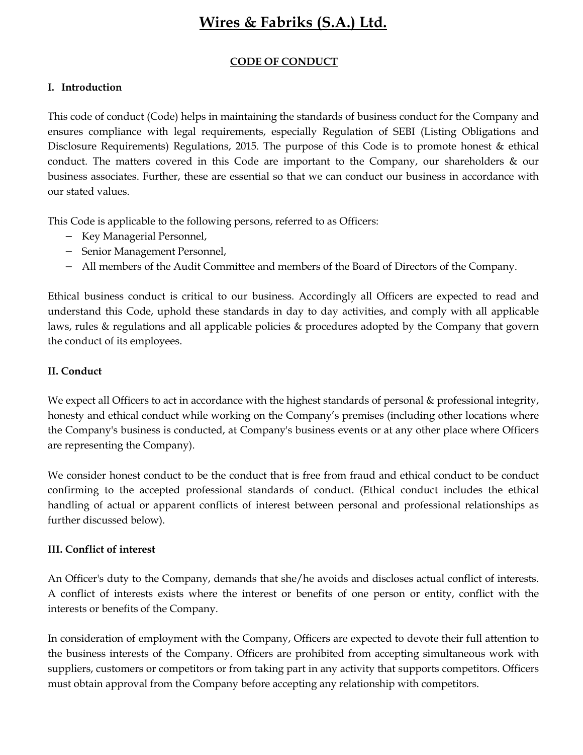# Wires & Fabriks (S.A.) Ltd.

## CODE OF CONDUCT

### I. Introduction

This code of conduct (Code) helps in maintaining the standards of business conduct for the Company and ensures compliance with legal requirements, especially Regulation of SEBI (Listing Obligations and Disclosure Requirements) Regulations, 2015. The purpose of this Code is to promote honest & ethical conduct. The matters covered in this Code are important to the Company, our shareholders & our business associates. Further, these are essential so that we can conduct our business in accordance with our stated values.

This Code is applicable to the following persons, referred to as Officers:

- Key Managerial Personnel,
- Senior Management Personnel,
- All members of the Audit Committee and members of the Board of Directors of the Company.

Ethical business conduct is critical to our business. Accordingly all Officers are expected to read and understand this Code, uphold these standards in day to day activities, and comply with all applicable laws, rules & regulations and all applicable policies & procedures adopted by the Company that govern the conduct of its employees.

### II. Conduct

We expect all Officers to act in accordance with the highest standards of personal & professional integrity, honesty and ethical conduct while working on the Company's premises (including other locations where the Company's business is conducted, at Company's business events or at any other place where Officers are representing the Company).

We consider honest conduct to be the conduct that is free from fraud and ethical conduct to be conduct confirming to the accepted professional standards of conduct. (Ethical conduct includes the ethical handling of actual or apparent conflicts of interest between personal and professional relationships as further discussed below).

### III. Conflict of interest

An Officer's duty to the Company, demands that she/he avoids and discloses actual conflict of interests. A conflict of interests exists where the interest or benefits of one person or entity, conflict with the interests or benefits of the Company.

In consideration of employment with the Company, Officers are expected to devote their full attention to the business interests of the Company. Officers are prohibited from accepting simultaneous work with suppliers, customers or competitors or from taking part in any activity that supports competitors. Officers must obtain approval from the Company before accepting any relationship with competitors.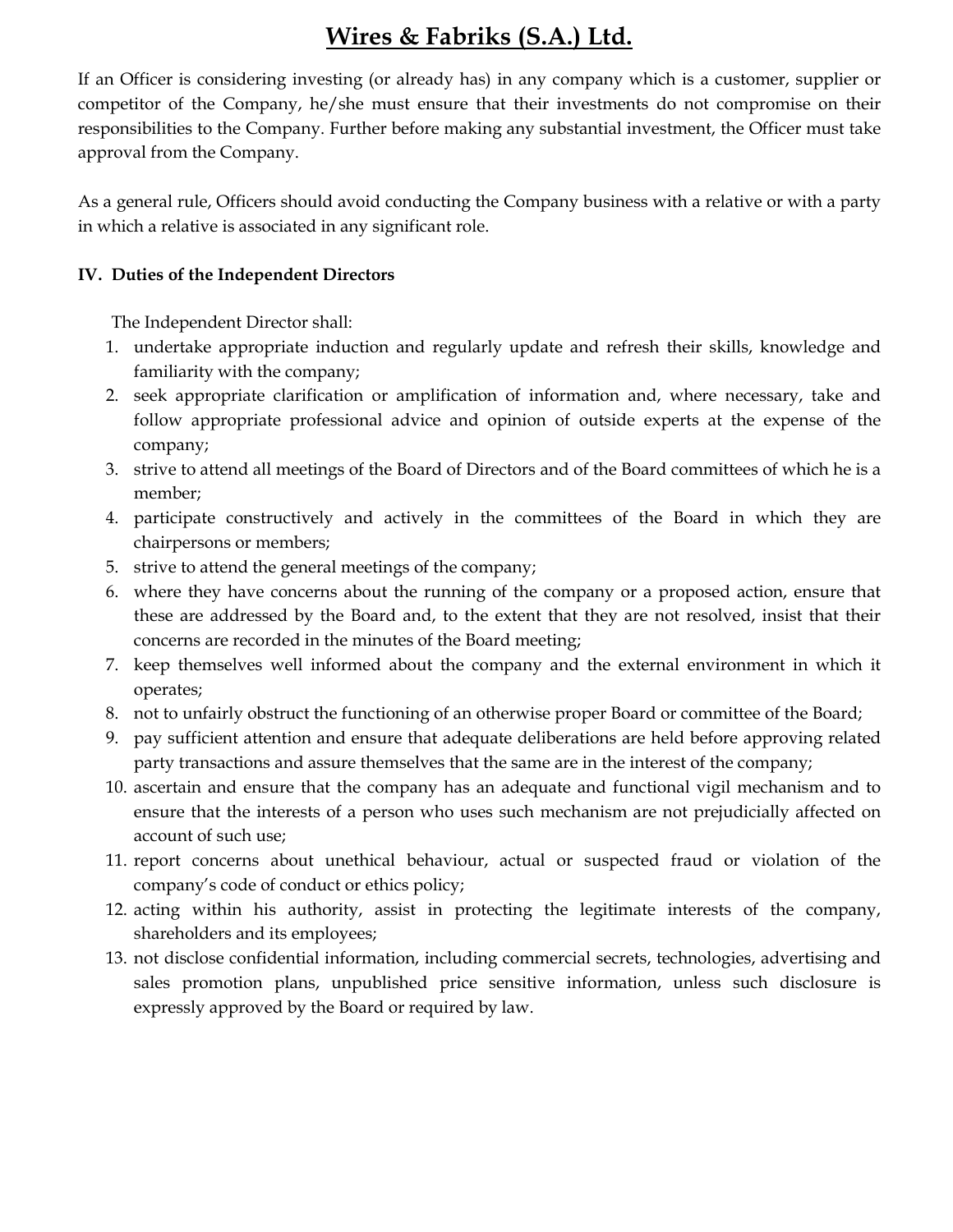If an Officer is considering investing (or already has) in any company which is a customer, supplier or competitor of the Company, he/she must ensure that their investments do not compromise on their responsibilities to the Company. Further before making any substantial investment, the Officer must take approval from the Company.

As a general rule, Officers should avoid conducting the Company business with a relative or with a party in which a relative is associated in any significant role.

**IV. Duties of the Independent Directors**

The Independent Director shall:

1. undertake appropriate induction and regularly update and refresh their skills, knowledge and familiarity with the company;
2. seek appropriate clarification or amplification of information and, where necessary, take and follow appropriate professional advice and opinion of outside experts at the expense of the company;
3. strive to attend all meetings of the Board of Directors and of the Board committees of which he is a member;
4. participate constructively and actively in the committees of the Board in which they are chairpersons or members;
5. strive to attend the general meetings of the company;
6. where they have concerns about the running of the company or a proposed action, ensure that these are addressed by the Board and, to the extent that they are not resolved, insist that their concerns are recorded in the minutes of the Board meeting;
7. keep themselves well informed about the company and the external environment in which it operates;
8. not to unfairly obstruct the functioning of an otherwise proper Board or committee of the Board;
9. pay sufficient attention and ensure that adequate deliberations are held before approving related party transactions and assure themselves that the same are in the interest of the company;
10. ascertain and ensure that the company has an adequate and functional vigil mechanism and to ensure that the interests of a person who uses such mechanism are not prejudicially affected on account of such use;
11. report concerns about unethical behaviour, actual or suspected fraud or violation of the company's code of conduct or ethics policy;
12. acting within his authority, assist in protecting the legitimate interests of the company, shareholders and its employees;
13. not disclose confidential information, including commercial secrets, technologies, advertising and sales promotion plans, unpublished price sensitive information, unless such disclosure is expressly approved by the Board or required by law.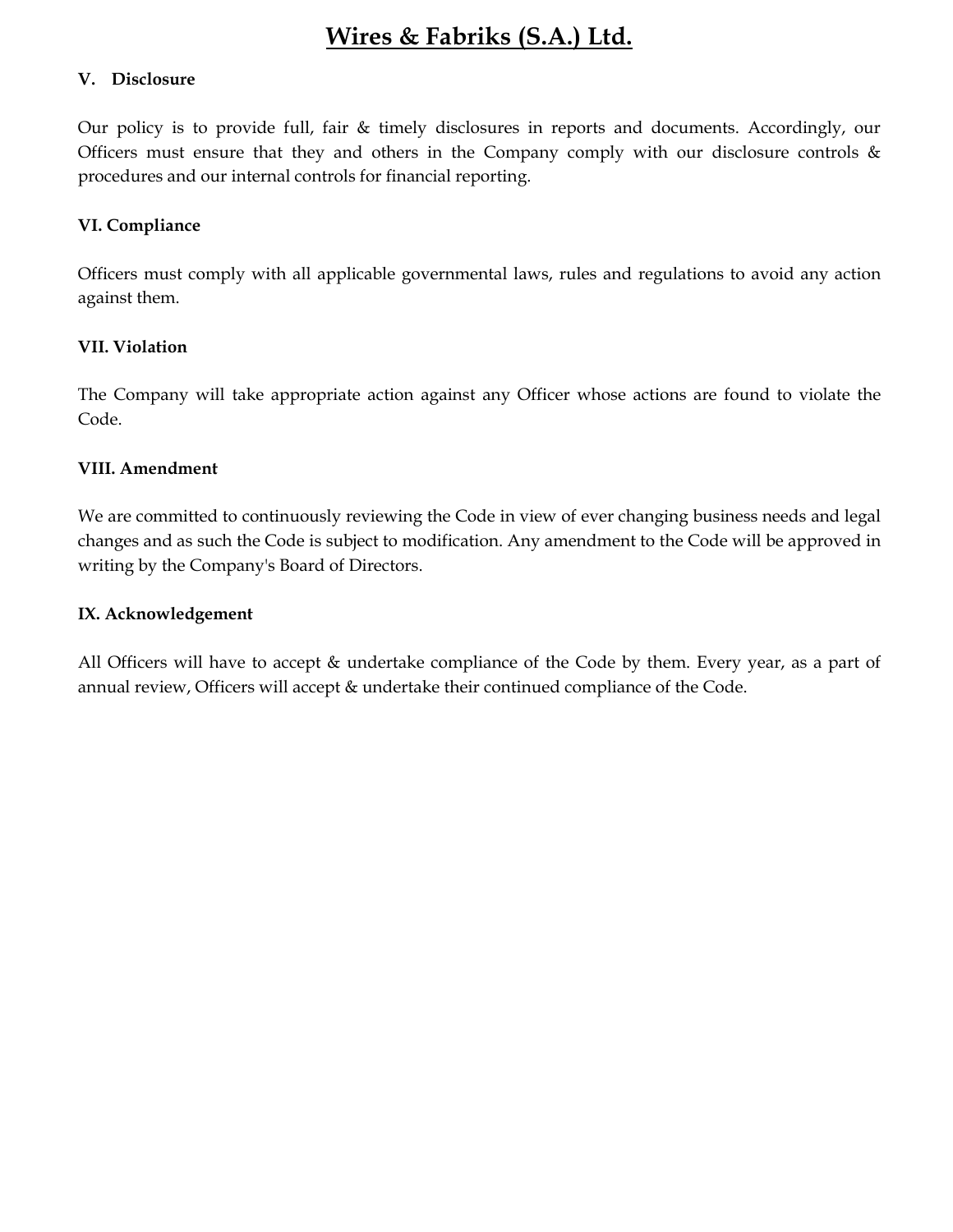# Wires & Fabriks (S.A.) Ltd.

**V. Disclosure**

Our policy is to provide full, fair & timely disclosures in reports and documents. Accordingly, our Officers must ensure that they and others in the Company comply with our disclosure controls & procedures and our internal controls for financial reporting.

**VI. Compliance**

Officers must comply with all applicable governmental laws, rules and regulations to avoid any action against them.

**VII. Violation**

The Company will take appropriate action against any Officer whose actions are found to violate the Code.

**VIII. Amendment**

We are committed to continuously reviewing the Code in view of ever changing business needs and legal changes and as such the Code is subject to modification. Any amendment to the Code will be approved in writing by the Company's Board of Directors.

**IX. Acknowledgement**

All Officers will have to accept & undertake compliance of the Code by them. Every year, as a part of annual review, Officers will accept & undertake their continued compliance of the Code.